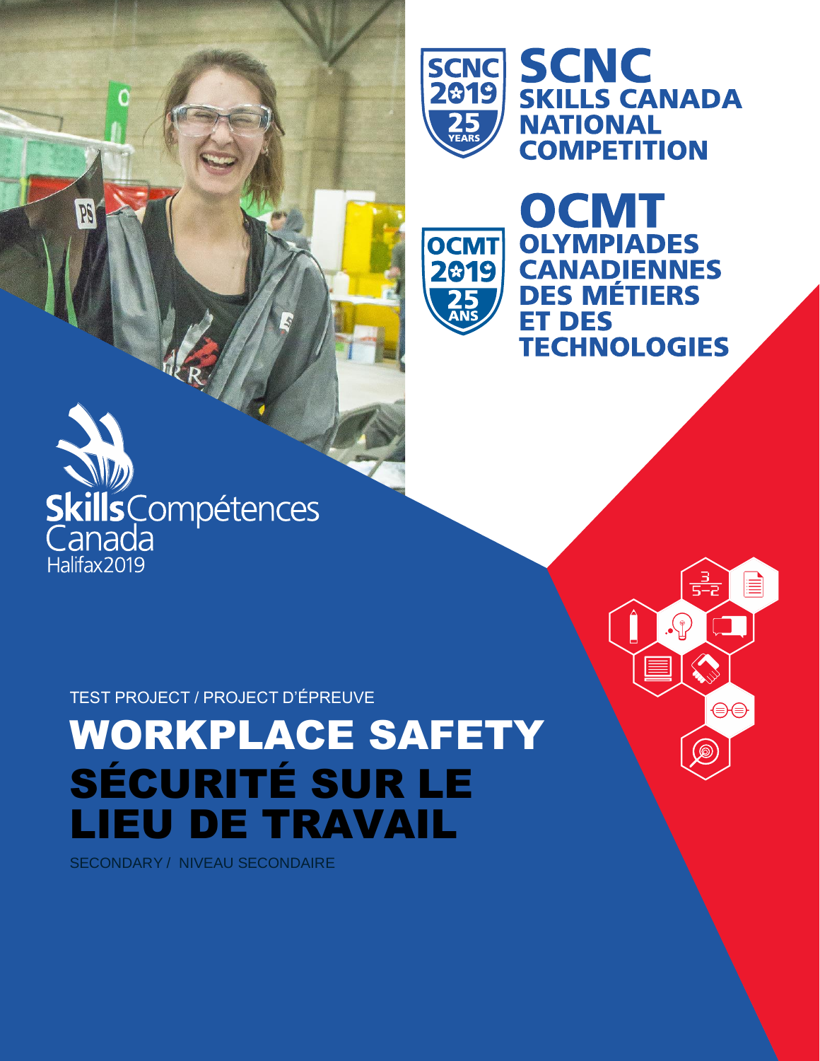SCNC 2019 25 YEARS

# SCNC
## SKILLS CANADA NATIONAL COMPETITION

OCMT 2019 25 ANS

# OCMT
## OLYMPIADES CANADIENNES DES MÉTIERS ET DES TECHNOLOGIES

Skills Compétences Canada
Halifax2019

TEST PROJECT / PROJECT D'ÉPREUVE

# WORKPLACE SAFETY
# SÉCURITÉ SUR LE LIEU DE TRAVAIL

SECONDARY / NIVEAU SECONDAIRE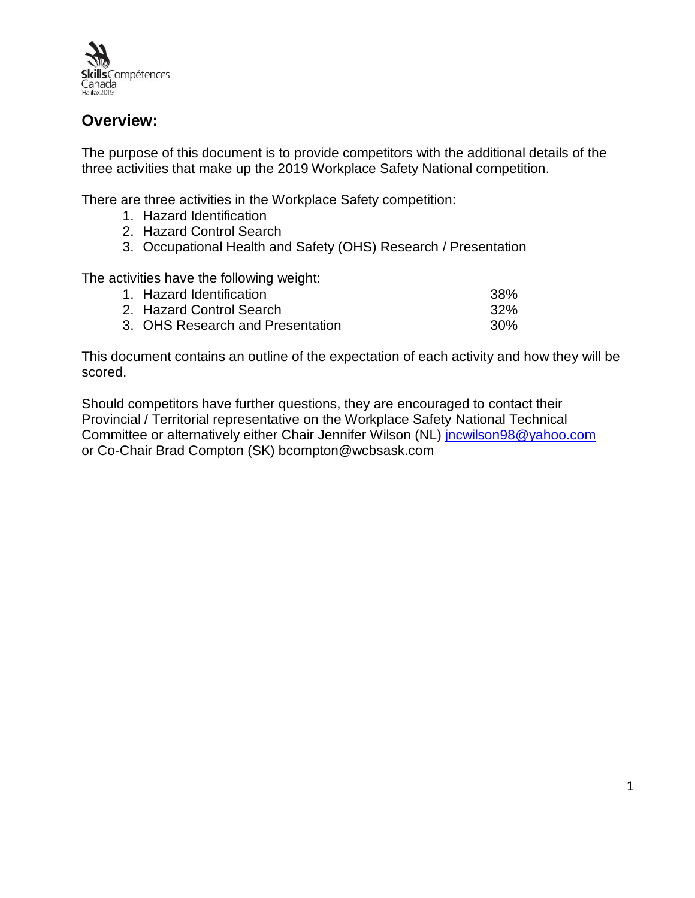## Overview:

The purpose of this document is to provide competitors with the additional details of the three activities that make up the 2019 Workplace Safety National competition.

There are three activities in the Workplace Safety competition:

1. Hazard Identification
2. Hazard Control Search
3. Occupational Health and Safety (OHS) Research / Presentation

The activities have the following weight:

| Activity | Weight |
|---|---|
| 1. Hazard Identification | 38% |
| 2. Hazard Control Search | 32% |
| 3. OHS Research and Presentation | 30% |

This document contains an outline of the expectation of each activity and how they will be scored.

Should competitors have further questions, they are encouraged to contact their Provincial / Territorial representative on the Workplace Safety National Technical Committee or alternatively either Chair Jennifer Wilson (NL) jncwilson98@yahoo.com or Co-Chair Brad Compton (SK) bcompton@wcbsask.com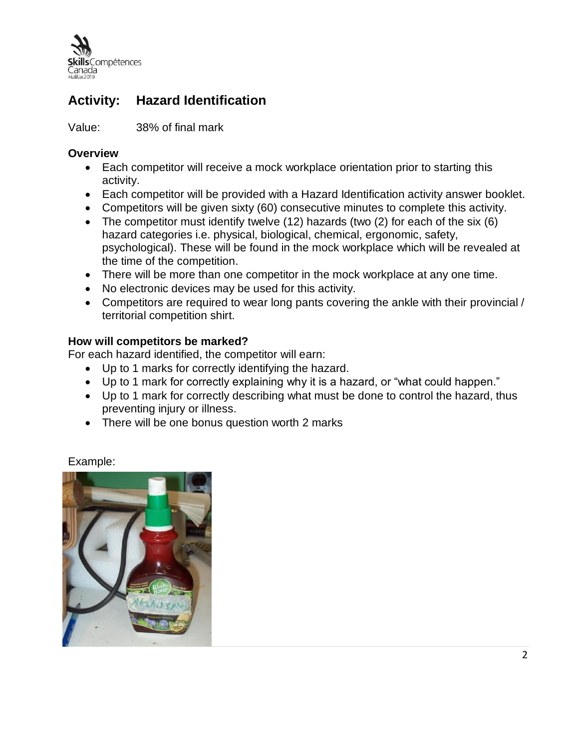## Activity: Hazard Identification

Value: 38% of final mark

### Overview

- Each competitor will receive a mock workplace orientation prior to starting this activity.
- Each competitor will be provided with a Hazard Identification activity answer booklet.
- Competitors will be given sixty (60) consecutive minutes to complete this activity.
- The competitor must identify twelve (12) hazards (two (2) for each of the six (6) hazard categories i.e. physical, biological, chemical, ergonomic, safety, psychological). These will be found in the mock workplace which will be revealed at the time of the competition.
- There will be more than one competitor in the mock workplace at any one time.
- No electronic devices may be used for this activity.
- Competitors are required to wear long pants covering the ankle with their provincial / territorial competition shirt.

### How will competitors be marked?

For each hazard identified, the competitor will earn:

- Up to 1 marks for correctly identifying the hazard.
- Up to 1 mark for correctly explaining why it is a hazard, or "what could happen."
- Up to 1 mark for correctly describing what must be done to control the hazard, thus preventing injury or illness.
- There will be one bonus question worth 2 marks

Example: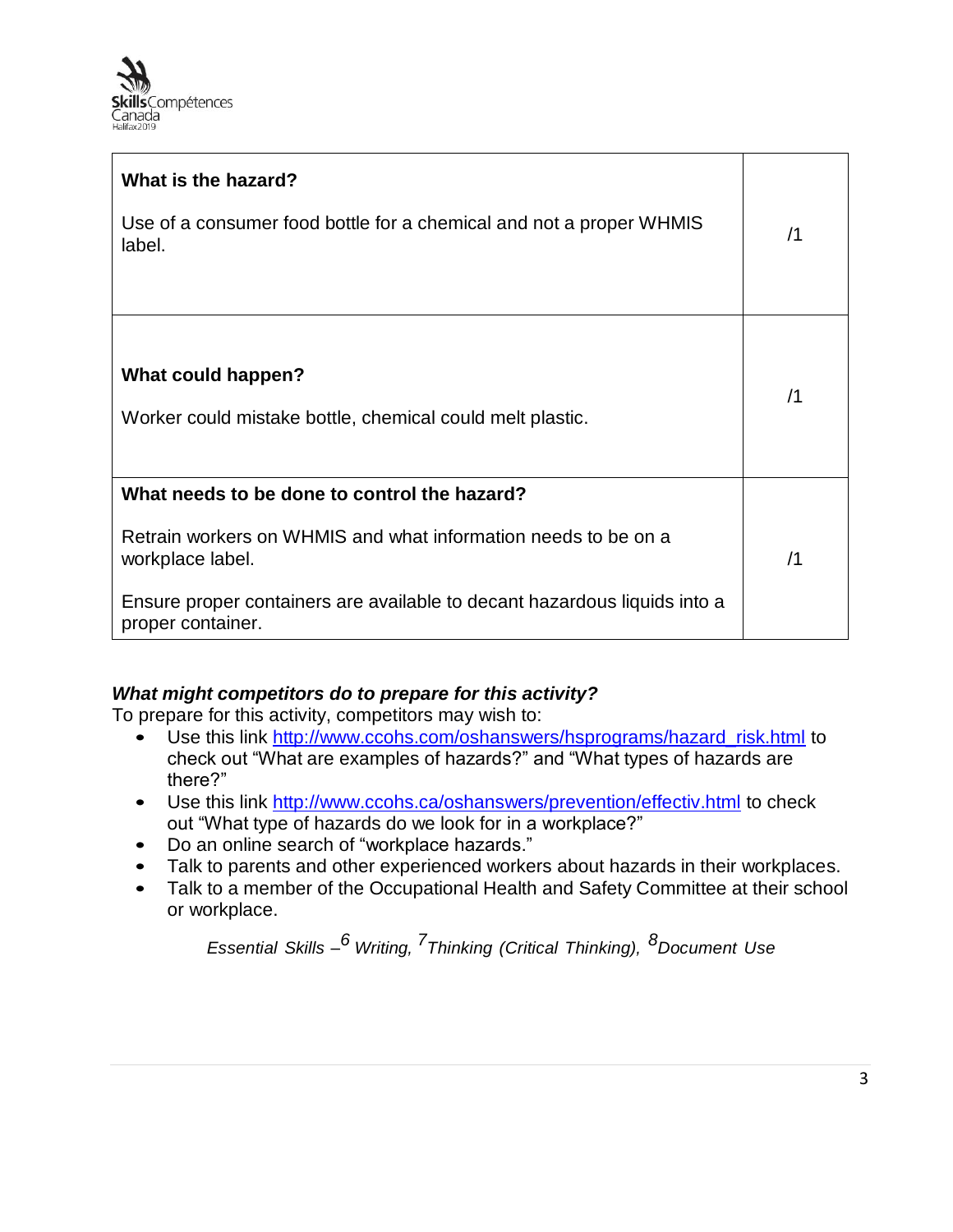| What is the hazard?<br><br>Use of a consumer food bottle for a chemical and not a proper WHMIS label. | /1 |
|---|---|
| **What could happen?**<br><br>Worker could mistake bottle, chemical could melt plastic. | /1 |
| **What needs to be done to control the hazard?**<br><br>Retrain workers on WHMIS and what information needs to be on a workplace label.<br><br>Ensure proper containers are available to decant hazardous liquids into a proper container. | /1 |

***What might competitors do to prepare for this activity?***

To prepare for this activity, competitors may wish to:

- Use this link [http://www.ccohs.com/oshanswers/hsprograms/hazard_risk.html](http://www.ccohs.com/oshanswers/hsprograms/hazard_risk.html) to check out "What are examples of hazards?" and "What types of hazards are there?"
- Use this link [http://www.ccohs.ca/oshanswers/prevention/effectiv.html](http://www.ccohs.ca/oshanswers/prevention/effectiv.html) to check out "What type of hazards do we look for in a workplace?"
- Do an online search of "workplace hazards."
- Talk to parents and other experienced workers about hazards in their workplaces.
- Talk to a member of the Occupational Health and Safety Committee at their school or workplace.

*Essential Skills –[6] Writing, [7]Thinking (Critical Thinking), [8]Document Use*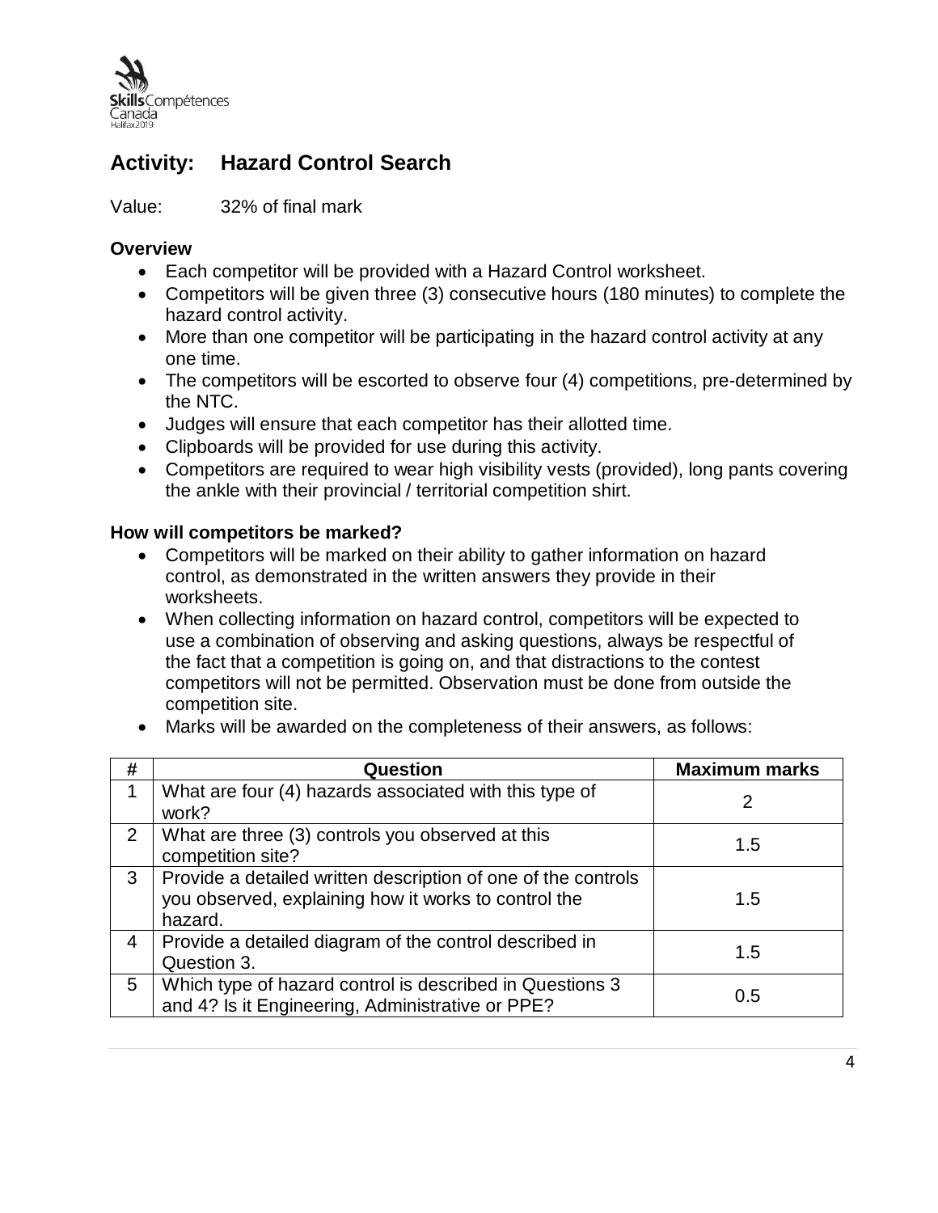## Activity: Hazard Control Search

Value: 32% of final mark

**Overview**

- Each competitor will be provided with a Hazard Control worksheet.
- Competitors will be given three (3) consecutive hours (180 minutes) to complete the hazard control activity.
- More than one competitor will be participating in the hazard control activity at any one time.
- The competitors will be escorted to observe four (4) competitions, pre-determined by the NTC.
- Judges will ensure that each competitor has their allotted time.
- Clipboards will be provided for use during this activity.
- Competitors are required to wear high visibility vests (provided), long pants covering the ankle with their provincial / territorial competition shirt.

**How will competitors be marked?**

- Competitors will be marked on their ability to gather information on hazard control, as demonstrated in the written answers they provide in their worksheets.
- When collecting information on hazard control, competitors will be expected to use a combination of observing and asking questions, always be respectful of the fact that a competition is going on, and that distractions to the contest competitors will not be permitted. Observation must be done from outside the competition site.
- Marks will be awarded on the completeness of their answers, as follows:

| # | Question | Maximum marks |
|---|---|---|
| 1 | What are four (4) hazards associated with this type of work? | 2 |
| 2 | What are three (3) controls you observed at this competition site? | 1.5 |
| 3 | Provide a detailed written description of one of the controls you observed, explaining how it works to control the hazard. | 1.5 |
| 4 | Provide a detailed diagram of the control described in Question 3. | 1.5 |
| 5 | Which type of hazard control is described in Questions 3 and 4? Is it Engineering, Administrative or PPE? | 0.5 |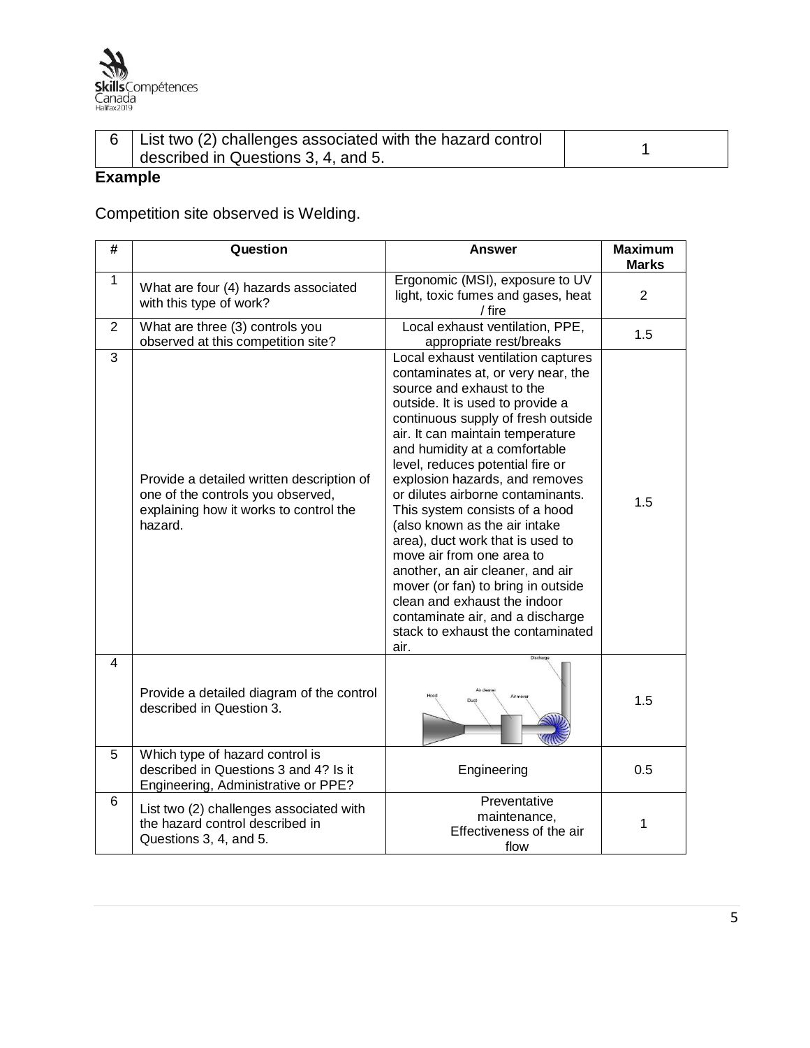| 6 | List two (2) challenges associated with the hazard control described in Questions 3, 4, and 5. | 1 |
|---|---|---|

**Example**

Competition site observed is Welding.

| # | Question | Answer | Maximum Marks |
|---|---|---|---|
| 1 | What are four (4) hazards associated with this type of work? | Ergonomic (MSI), exposure to UV light, toxic fumes and gases, heat / fire | 2 |
| 2 | What are three (3) controls you observed at this competition site? | Local exhaust ventilation, PPE, appropriate rest/breaks | 1.5 |
| 3 | Provide a detailed written description of one of the controls you observed, explaining how it works to control the hazard. | Local exhaust ventilation captures contaminates at, or very near, the source and exhaust to the outside. It is used to provide a continuous supply of fresh outside air. It can maintain temperature and humidity at a comfortable level, reduces potential fire or explosion hazards, and removes or dilutes airborne contaminants. This system consists of a hood (also known as the air intake area), duct work that is used to move air from one area to another, an air cleaner, and air mover (or fan) to bring in outside clean and exhaust the indoor contaminate air, and a discharge stack to exhaust the contaminated air. | 1.5 |
| 4 | Provide a detailed diagram of the control described in Question 3. | Discharge, Hood, Air cleaner, Duct, Air mover | 1.5 |
| 5 | Which type of hazard control is described in Questions 3 and 4? Is it Engineering, Administrative or PPE? | Engineering | 0.5 |
| 6 | List two (2) challenges associated with the hazard control described in Questions 3, 4, and 5. | Preventative maintenance, Effectiveness of the air flow | 1 |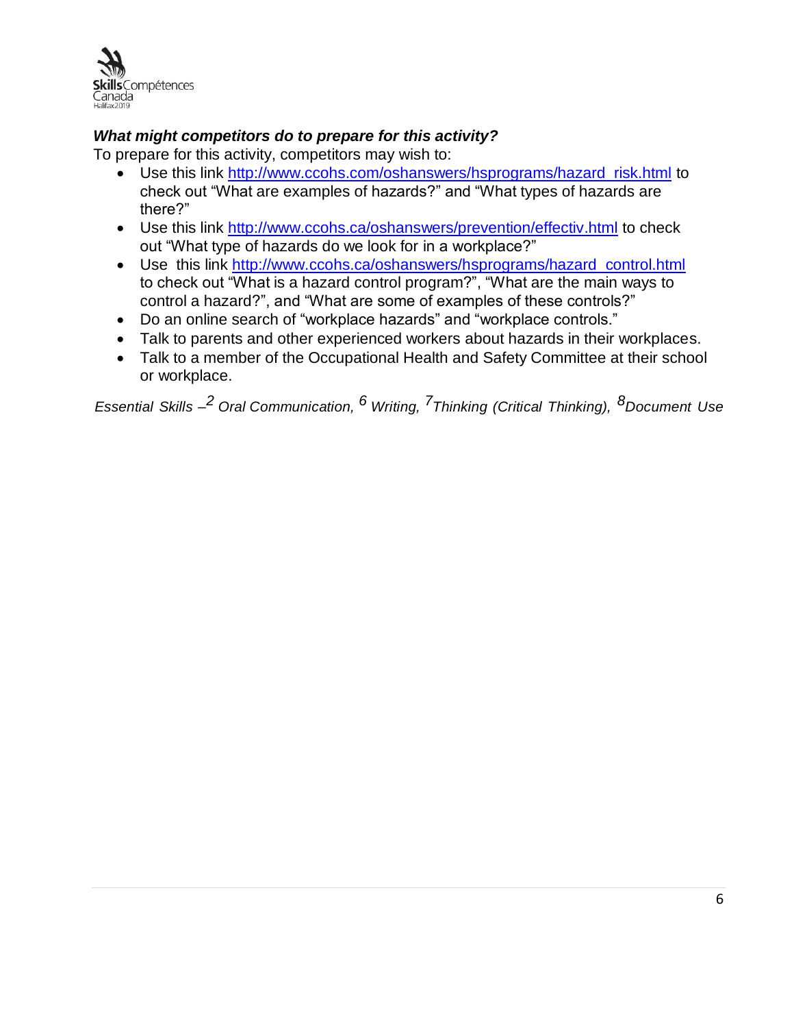***What might competitors do to prepare for this activity?***

To prepare for this activity, competitors may wish to:

- Use this link [http://www.ccohs.com/oshanswers/hsprograms/hazard_risk.html](http://www.ccohs.com/oshanswers/hsprograms/hazard_risk.html) to check out "What are examples of hazards?" and "What types of hazards are there?"
- Use this link [http://www.ccohs.ca/oshanswers/prevention/effectiv.html](http://www.ccohs.ca/oshanswers/prevention/effectiv.html) to check out "What type of hazards do we look for in a workplace?"
- Use this link [http://www.ccohs.ca/oshanswers/hsprograms/hazard_control.html](http://www.ccohs.ca/oshanswers/hsprograms/hazard_control.html) to check out "What is a hazard control program?", "What are the main ways to control a hazard?", and "What are some of examples of these controls?"
- Do an online search of "workplace hazards" and "workplace controls."
- Talk to parents and other experienced workers about hazards in their workplaces.
- Talk to a member of the Occupational Health and Safety Committee at their school or workplace.

*Essential Skills –[2] Oral Communication, [6] Writing, [7]Thinking (Critical Thinking), [8]Document Use*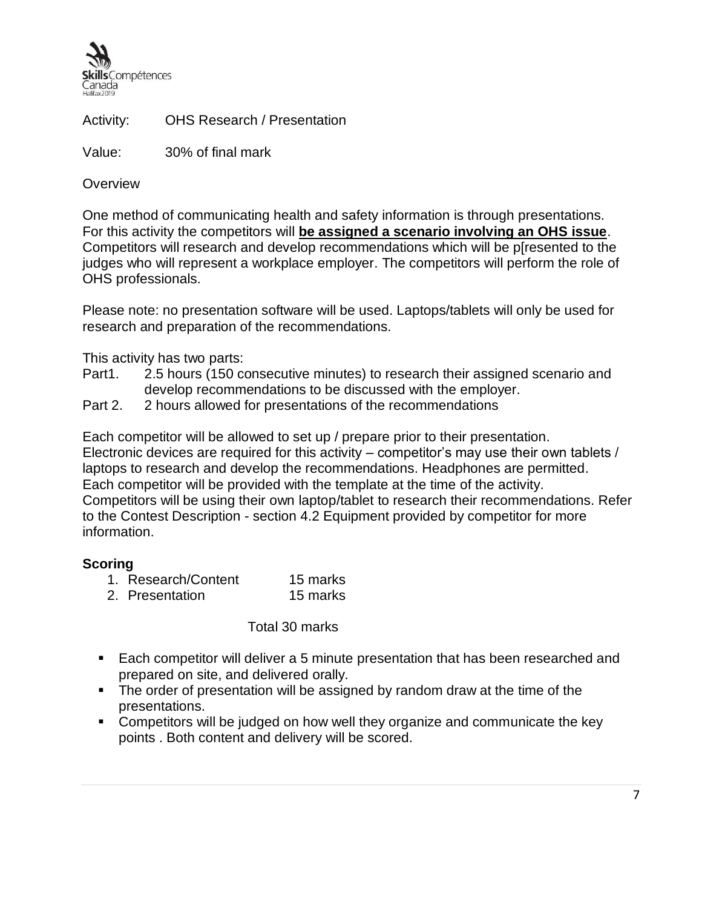Activity: OHS Research / Presentation

Value: 30% of final mark

Overview

One method of communicating health and safety information is through presentations. For this activity the competitors will **be assigned a scenario involving an OHS issue**. Competitors will research and develop recommendations which will be p[resented to the judges who will represent a workplace employer. The competitors will perform the role of OHS professionals.

Please note: no presentation software will be used. Laptops/tablets will only be used for research and preparation of the recommendations.

This activity has two parts:

Part1. 2.5 hours (150 consecutive minutes) to research their assigned scenario and develop recommendations to be discussed with the employer.

Part 2. 2 hours allowed for presentations of the recommendations

Each competitor will be allowed to set up / prepare prior to their presentation. Electronic devices are required for this activity – competitor's may use their own tablets / laptops to research and develop the recommendations. Headphones are permitted. Each competitor will be provided with the template at the time of the activity. Competitors will be using their own laptop/tablet to research their recommendations. Refer to the Contest Description - section 4.2 Equipment provided by competitor for more information.

**Scoring**

1. Research/Content 15 marks
2. Presentation 15 marks

Total 30 marks

- Each competitor will deliver a 5 minute presentation that has been researched and prepared on site, and delivered orally.
- The order of presentation will be assigned by random draw at the time of the presentations.
- Competitors will be judged on how well they organize and communicate the key points . Both content and delivery will be scored.